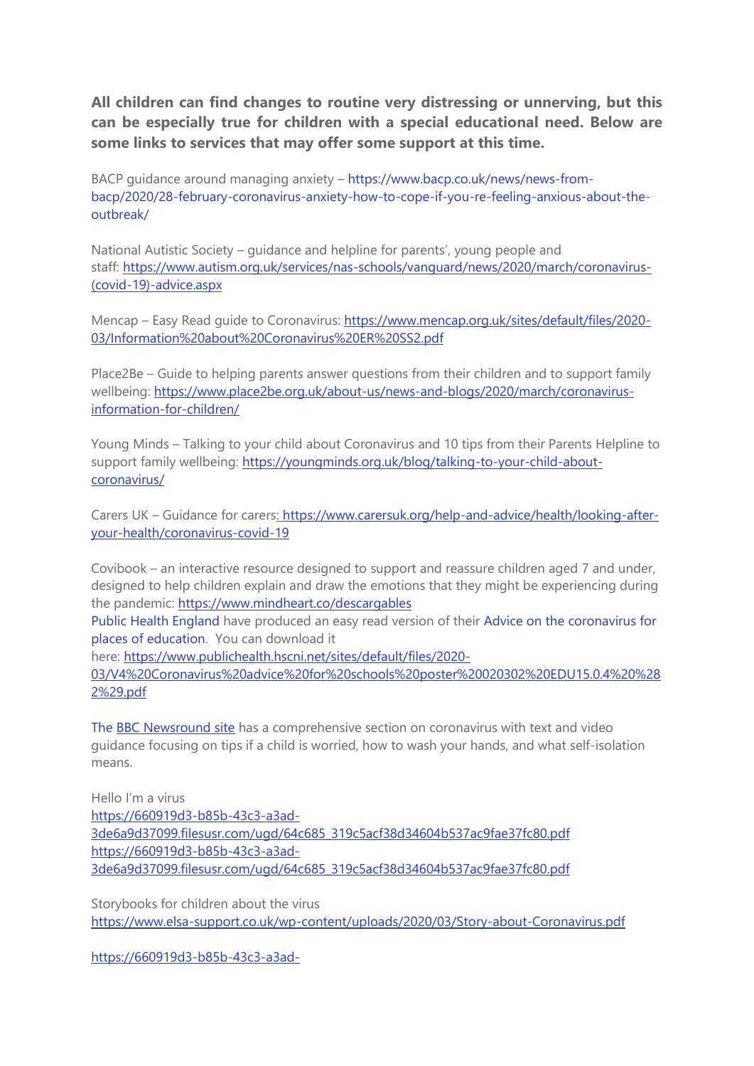**All children can find changes to routine very distressing or unnerving, but this can be especially true for children with a special educational need. Below are some links to services that may offer some support at this time.**

BACP guidance around managing anxiety – https://www.bacp.co.uk/news/news-from-bacp/2020/28-february-coronavirus-anxiety-how-to-cope-if-you-re-feeling-anxious-about-the-outbreak/

National Autistic Society – guidance and helpline for parents', young people and staff: https://www.autism.org.uk/services/nas-schools/vanguard/news/2020/march/coronavirus-(covid-19)-advice.aspx

Mencap – Easy Read guide to Coronavirus: https://www.mencap.org.uk/sites/default/files/2020-03/Information%20about%20Coronavirus%20ER%20SS2.pdf

Place2Be – Guide to helping parents answer questions from their children and to support family wellbeing: https://www.place2be.org.uk/about-us/news-and-blogs/2020/march/coronavirus-information-for-children/

Young Minds – Talking to your child about Coronavirus and 10 tips from their Parents Helpline to support family wellbeing: https://youngminds.org.uk/blog/talking-to-your-child-about-coronavirus/

Carers UK – Guidance for carers: https://www.carersuk.org/help-and-advice/health/looking-after-your-health/coronavirus-covid-19

Covibook – an interactive resource designed to support and reassure children aged 7 and under, designed to help children explain and draw the emotions that they might be experiencing during the pandemic: https://www.mindheart.co/descargables

Public Health England have produced an easy read version of their Advice on the coronavirus for places of education. You can download it here: https://www.publichealth.hscni.net/sites/default/files/2020-03/V4%20Coronavirus%20advice%20for%20schools%20poster%20020302%20EDU15.0.4%20%282%29.pdf

The BBC Newsround site has a comprehensive section on coronavirus with text and video guidance focusing on tips if a child is worried, how to wash your hands, and what self-isolation means.

Hello I'm a virus
https://660919d3-b85b-43c3-a3ad-3de6a9d37099.filesusr.com/ugd/64c685_319c5acf38d34604b537ac9fae37fc80.pdf
https://660919d3-b85b-43c3-a3ad-3de6a9d37099.filesusr.com/ugd/64c685_319c5acf38d34604b537ac9fae37fc80.pdf

Storybooks for children about the virus
https://www.elsa-support.co.uk/wp-content/uploads/2020/03/Story-about-Coronavirus.pdf

https://660919d3-b85b-43c3-a3ad-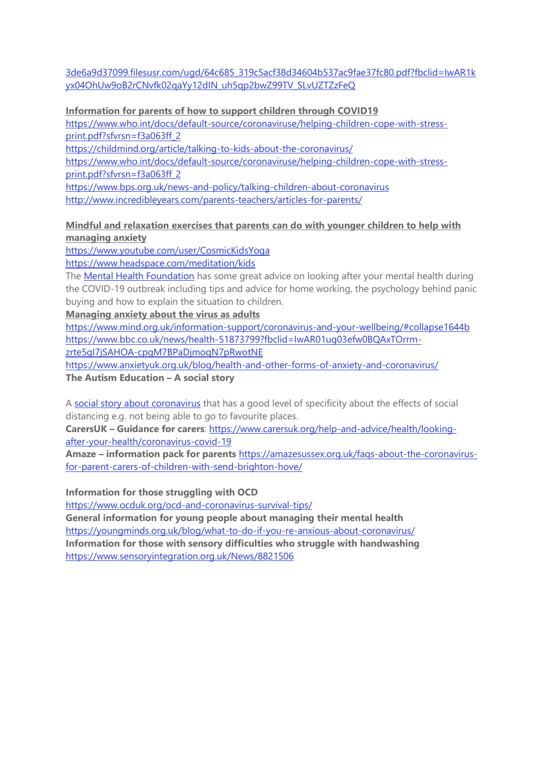3de6a9d37099.filesusr.com/ugd/64c685_319c5acf38d34604b537ac9fae37fc80.pdf?fbclid=IwAR1kyx04OhUw9oB2rCNvfk02qaYy12dIN_uh5qp2bwZ99TV_SLvUZTZzFeQ

**Information for parents of how to support children through COVID19**

https://www.who.int/docs/default-source/coronaviruse/helping-children-cope-with-stress-print.pdf?sfvrsn=f3a063ff_2
https://childmind.org/article/talking-to-kids-about-the-coronavirus/
https://www.who.int/docs/default-source/coronaviruse/helping-children-cope-with-stress-print.pdf?sfvrsn=f3a063ff_2
https://www.bps.org.uk/news-and-policy/talking-children-about-coronavirus
http://www.incredibleyears.com/parents-teachers/articles-for-parents/

**Mindful and relaxation exercises that parents can do with younger children to help with managing anxiety**

https://www.youtube.com/user/CosmicKidsYoga
https://www.headspace.com/meditation/kids
The Mental Health Foundation has some great advice on looking after your mental health during the COVID-19 outbreak including tips and advice for home working, the psychology behind panic buying and how to explain the situation to children.

**Managing anxiety about the virus as adults**

https://www.mind.org.uk/information-support/coronavirus-and-your-wellbeing/#collapse1644b
https://www.bbc.co.uk/news/health-51873799?fbclid=IwAR01ug03efw0BQAxTOrrm-zrte5gI7jSAHOA-cpqM7BPaDjmoqN7pRwotNE
https://www.anxietyuk.org.uk/blog/health-and-other-forms-of-anxiety-and-coronavirus/

**The Autism Education – A social story**

A social story about coronavirus that has a good level of specificity about the effects of social distancing e.g. not being able to go to favourite places.

**CarersUK – Guidance for carers**: https://www.carersuk.org/help-and-advice/health/looking-after-your-health/coronavirus-covid-19

**Amaze – information pack for parents** https://amazesussex.org.uk/faqs-about-the-coronavirus-for-parent-carers-of-children-with-send-brighton-hove/

**Information for those struggling with OCD**

https://www.ocduk.org/ocd-and-coronavirus-survival-tips/

**General information for young people about managing their mental health**

https://youngminds.org.uk/blog/what-to-do-if-you-re-anxious-about-coronavirus/

**Information for those with sensory difficulties who struggle with handwashing**

https://www.sensoryintegration.org.uk/News/8821506